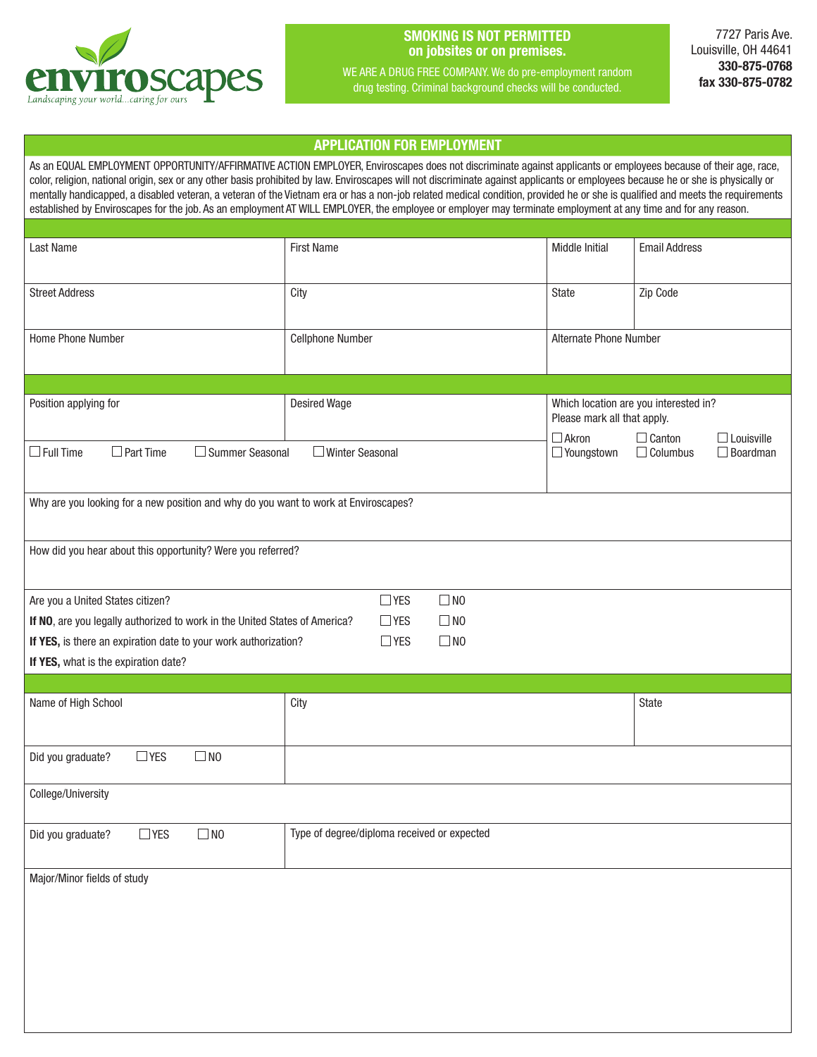**enviroscapes**
*Landscaping your world...caring for ours*

**SMOKING IS NOT PERMITTED on jobsites or on premises.**

WE ARE A DRUG FREE COMPANY. We do pre-employment random drug testing. Criminal background checks will be conducted.

7727 Paris Ave.
Louisville, OH 44641
**330-875-0768**
**fax 330-875-0782**

## APPLICATION FOR EMPLOYMENT

As an EQUAL EMPLOYMENT OPPORTUNITY/AFFIRMATIVE ACTION EMPLOYER, Enviroscapes does not discriminate against applicants or employees because of their age, race, color, religion, national origin, sex or any other basis prohibited by law. Enviroscapes will not discriminate against applicants or employees because he or she is physically or mentally handicapped, a disabled veteran, a veteran of the Vietnam era or has a non-job related medical condition, provided he or she is qualified and meets the requirements established by Enviroscapes for the job. As an employment AT WILL EMPLOYER, the employee or employer may terminate employment at any time and for any reason.

| Last Name | First Name | Middle Initial | Email Address |
|---|---|---|---|
| | | | |
| **Street Address** | **City** | **State** | **Zip Code** |
| | | | |
| **Home Phone Number** | **Cellphone Number** | **Alternate Phone Number** | |
| | | | |

| Position applying for | Desired Wage | Which location are you interested in? Please mark all that apply. |
|---|---|---|
| | | ☐ Akron ☐ Canton ☐ Louisville |
| ☐ Full Time ☐ Part Time ☐ Summer Seasonal | ☐ Winter Seasonal | ☐ Youngstown ☐ Columbus ☐ Boardman |

Why are you looking for a new position and why do you want to work at Enviroscapes?

How did you hear about this opportunity? Were you referred?

Are you a United States citizen? ☐ YES ☐ NO

**If NO**, are you legally authorized to work in the United States of America? ☐ YES ☐ NO

**If YES,** is there an expiration date to your work authorization? ☐ YES ☐ NO

**If YES,** what is the expiration date?

| Name of High School | City | State |
|---|---|---|
| | | |
| Did you graduate? ☐ YES ☐ NO | | |

| College/University | |
|---|---|
| | |
| Did you graduate? ☐ YES ☐ NO | Type of degree/diploma received or expected |

Major/Minor fields of study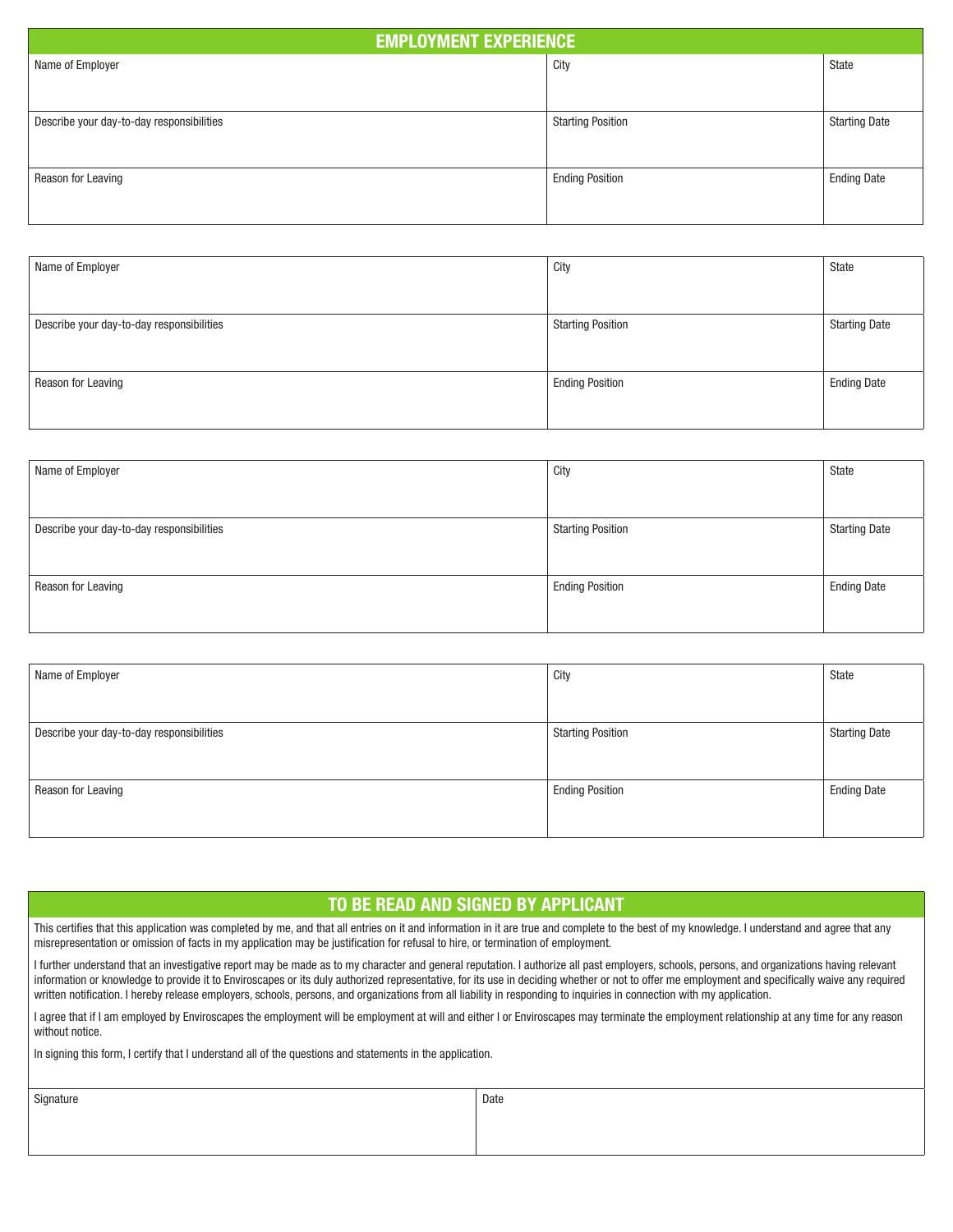## EMPLOYMENT EXPERIENCE

| | | |
|---|---|---|
| Name of Employer | City | State |
| Describe your day-to-day responsibilities | Starting Position | Starting Date |
| Reason for Leaving | Ending Position | Ending Date |

| | | |
|---|---|---|
| Name of Employer | City | State |
| Describe your day-to-day responsibilities | Starting Position | Starting Date |
| Reason for Leaving | Ending Position | Ending Date |

| | | |
|---|---|---|
| Name of Employer | City | State |
| Describe your day-to-day responsibilities | Starting Position | Starting Date |
| Reason for Leaving | Ending Position | Ending Date |

| | | |
|---|---|---|
| Name of Employer | City | State |
| Describe your day-to-day responsibilities | Starting Position | Starting Date |
| Reason for Leaving | Ending Position | Ending Date |

## TO BE READ AND SIGNED BY APPLICANT

This certifies that this application was completed by me, and that all entries on it and information in it are true and complete to the best of my knowledge. I understand and agree that any misrepresentation or omission of facts in my application may be justification for refusal to hire, or termination of employment.

I further understand that an investigative report may be made as to my character and general reputation. I authorize all past employers, schools, persons, and organizations having relevant information or knowledge to provide it to Enviroscapes or its duly authorized representative, for its use in deciding whether or not to offer me employment and specifically waive any required written notification. I hereby release employers, schools, persons, and organizations from all liability in responding to inquiries in connection with my application.

I agree that if I am employed by Enviroscapes the employment will be employment at will and either I or Enviroscapes may terminate the employment relationship at any time for any reason without notice.

In signing this form, I certify that I understand all of the questions and statements in the application.

| | |
|---|---|
| Signature | Date |